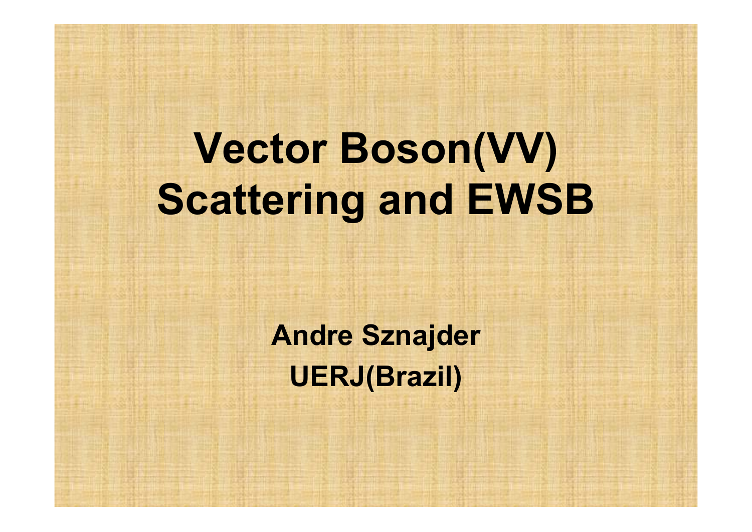# Vector Boson(VV) Scattering and EWSB

**Andre Sznajder**

**UERJ(Brazil)**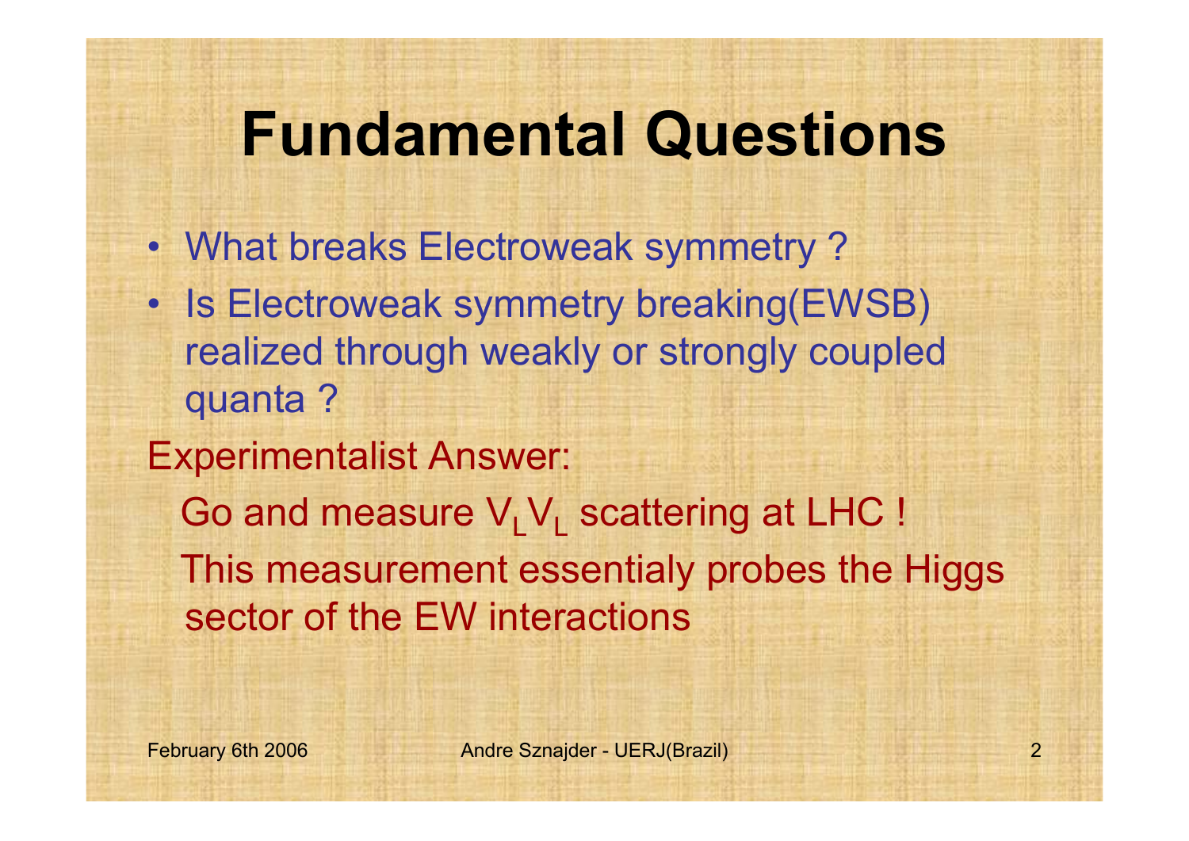# Fundamental Questions

- What breaks Electroweak symmetry ?
- Is Electroweak symmetry breaking(EWSB) realized through weakly or strongly coupled quanta ?

Experimentalist Answer:

Go and measure $V_L V_L$ scattering at LHC !

This measurement essentialy probes the Higgs sector of the EW interactions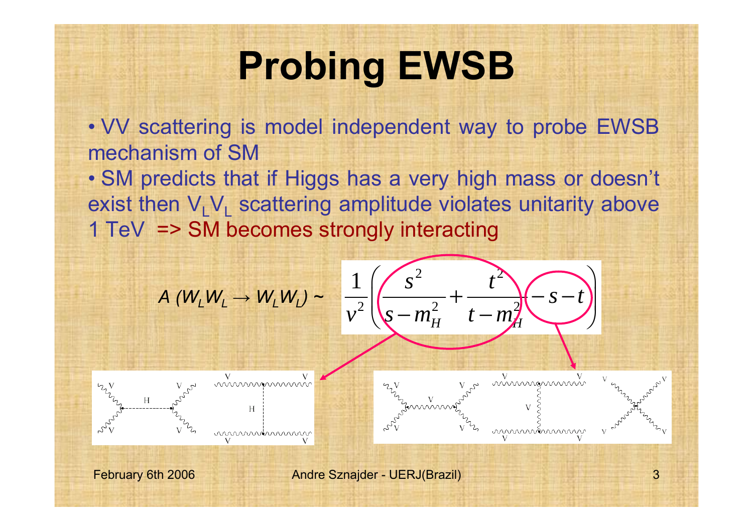# Probing EWSB

- VV scattering is model independent way to probe EWSB mechanism of SM
- SM predicts that if Higgs has a very high mass or doesn't exist then $V_L V_L$ scattering amplitude violates unitarity above 1 TeV => SM becomes strongly interacting

$$A\,(W_L W_L \rightarrow W_L W_L) \sim \frac{1}{v^2}\left(\frac{s^2}{s-m_H^2}+\frac{t^2}{t-m_H^2}-s-t\right)$$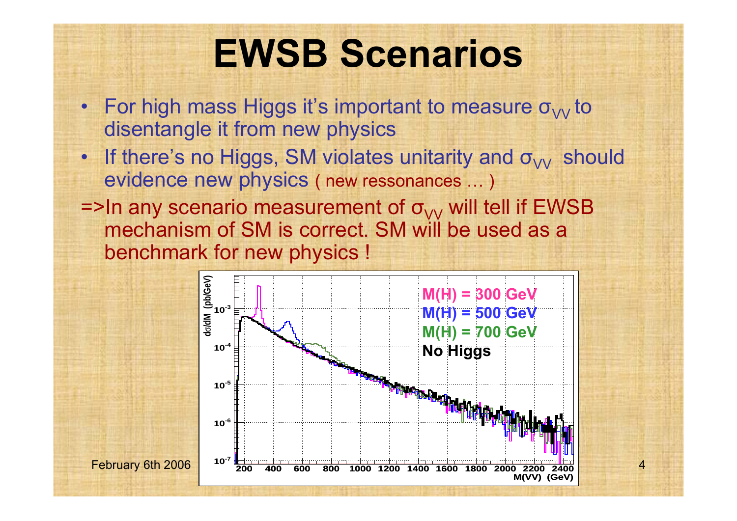# EWSB Scenarios

- For high mass Higgs it's important to measure $\sigma_{VV}$ to disentangle it from new physics
- If there's no Higgs, SM violates unitarity and $\sigma_{VV}$ should evidence new physics ( new ressonances … )

=>In any scenario measurement of $\sigma_{VV}$ will tell if EWSB mechanism of SM is correct. SM will be used as a benchmark for new physics !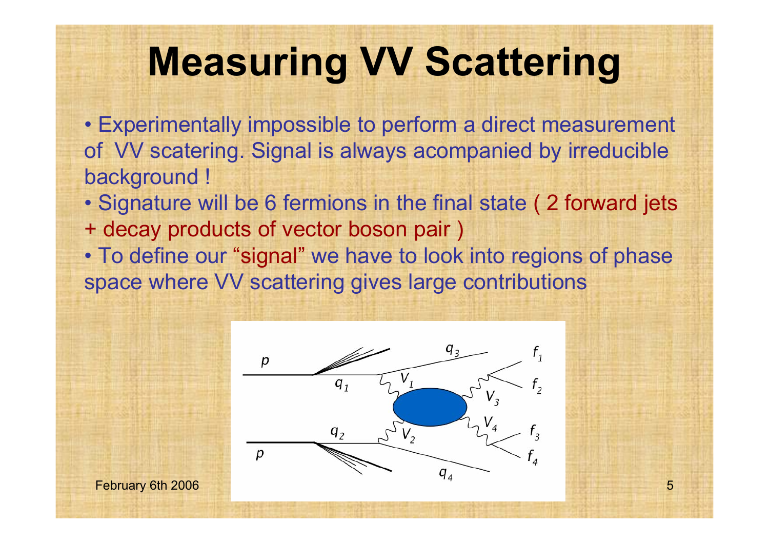# Measuring VV Scattering

- Experimentally impossible to perform a direct measurement of VV scatering. Signal is always acompanied by irreducible background !
- Signature will be 6 fermions in the final state ( 2 forward jets + decay products of vector boson pair )
- To define our “signal” we have to look into regions of phase space where VV scattering gives large contributions

February 6th 2006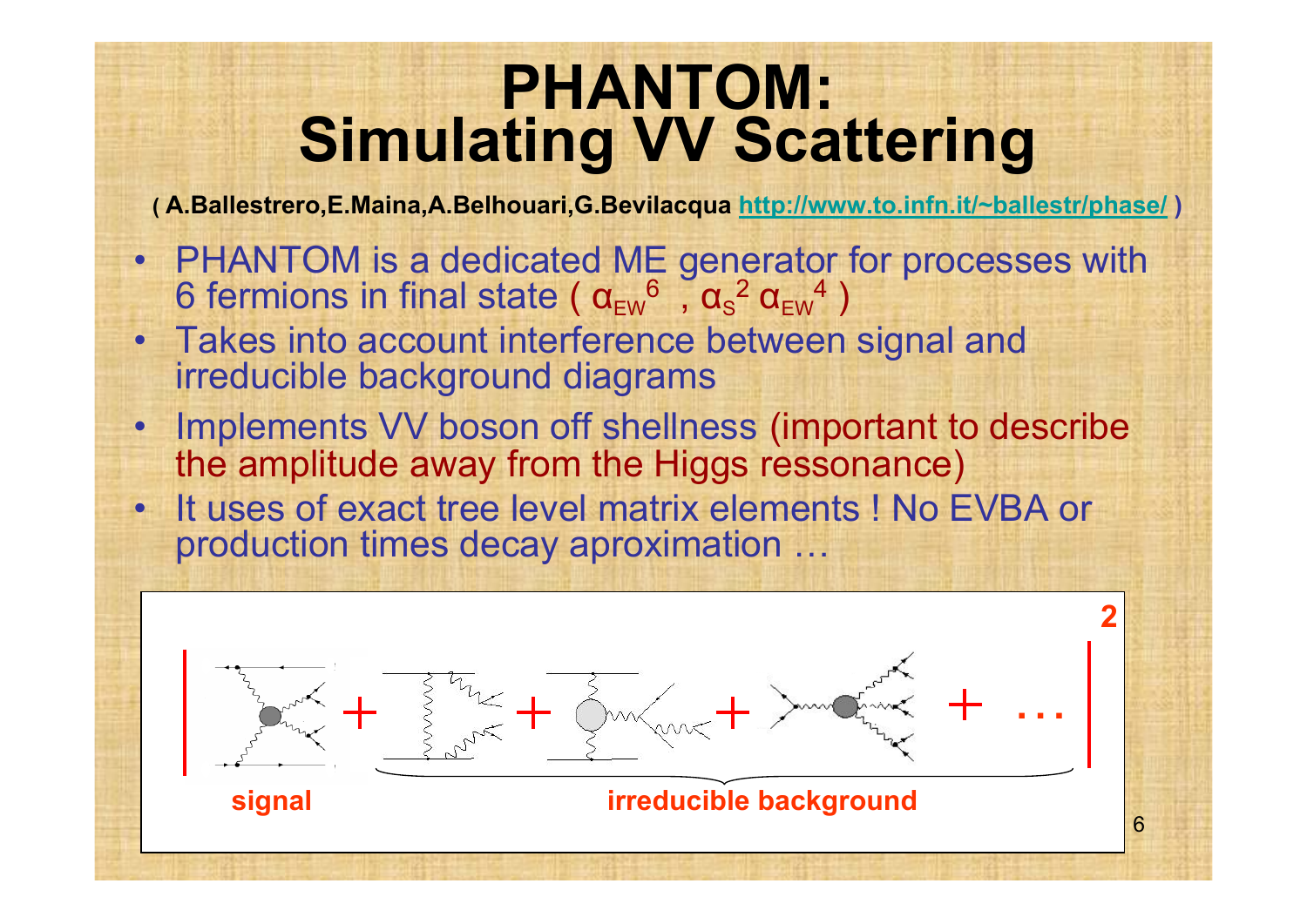# PHANTOM: Simulating VV Scattering

**( A.Ballestrero,E.Maina,A.Belhouari,G.Bevilacqua http://www.to.infn.it/~ballestr/phase/ )**

- PHANTOM is a dedicated ME generator for processes with 6 fermions in final state ( $\alpha_{EW}^6$ , $\alpha_S^2\,\alpha_{EW}^4$ )
- Takes into account interference between signal and irreducible background diagrams
- Implements VV boson off shellness (important to describe the amplitude away from the Higgs ressonance)
- It uses of exact tree level matrix elements ! No EVBA or production times decay aproximation …

$$\left| \text{signal} + \ldots + \ldots + \ldots + \ldots \right|^2$$

**signal** **irreducible background**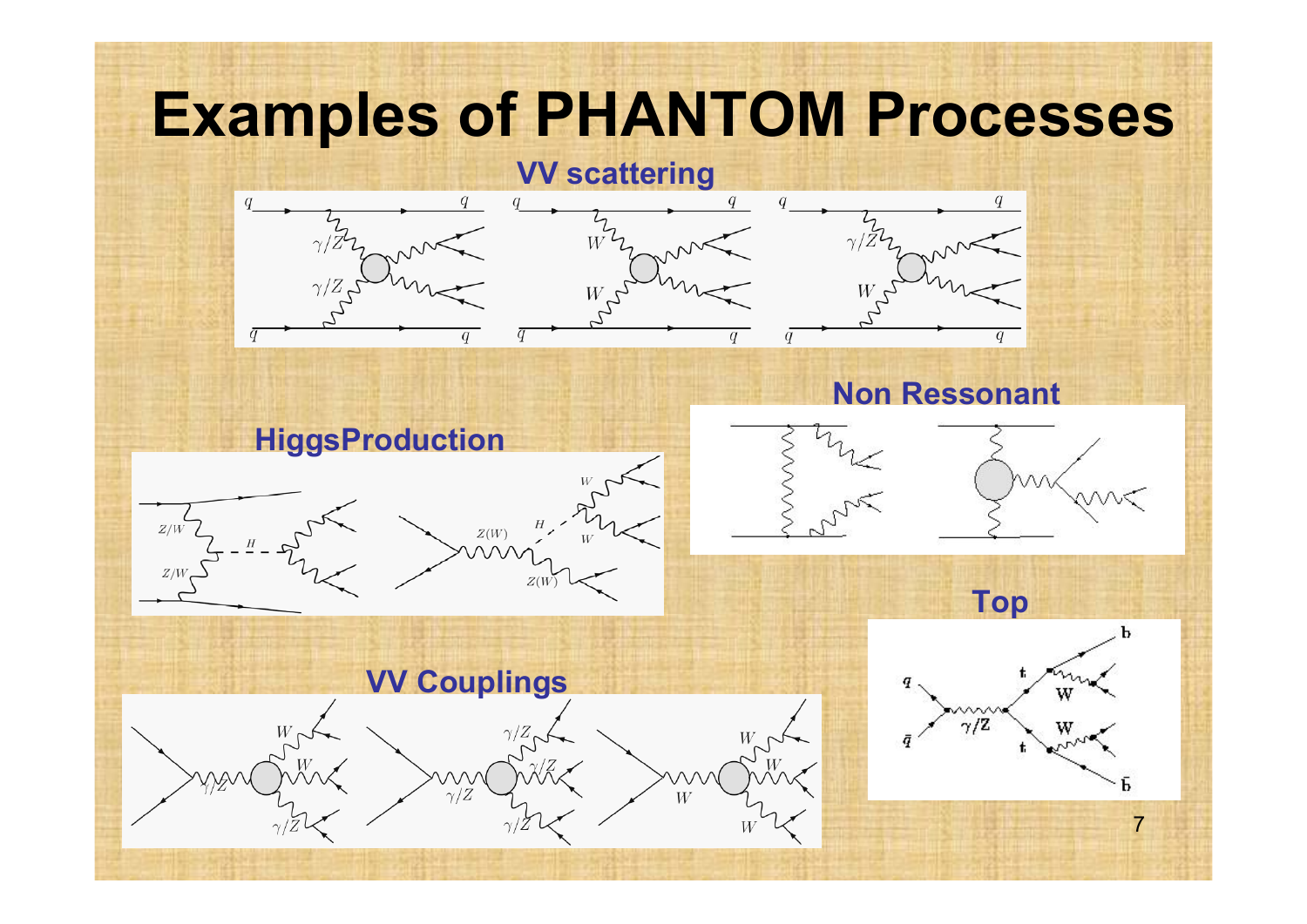# Examples of PHANTOM Processes

### VV scattering

### Non Ressonant

### HiggsProduction

### Top

### VV Couplings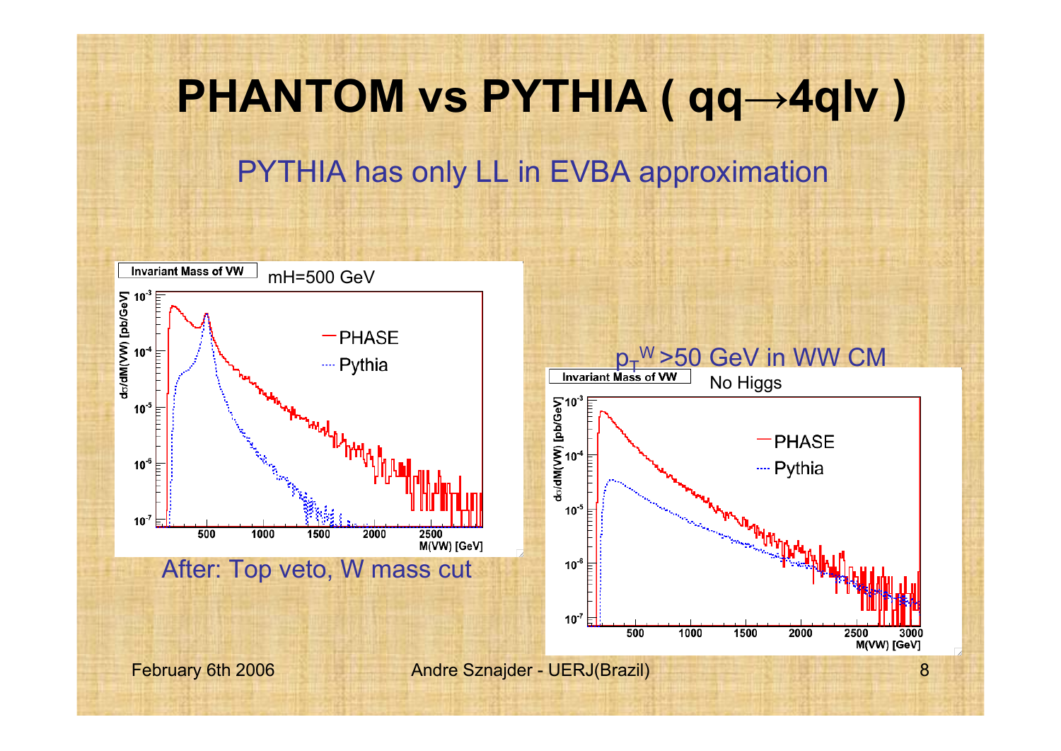# PHANTOM vs PYTHIA ( qq→4qlν )

PYTHIA has only LL in EVBA approximation

mH=500 GeV

After: Top veto, W mass cut

$p_T^W$ >50 GeV in WW CM

No Higgs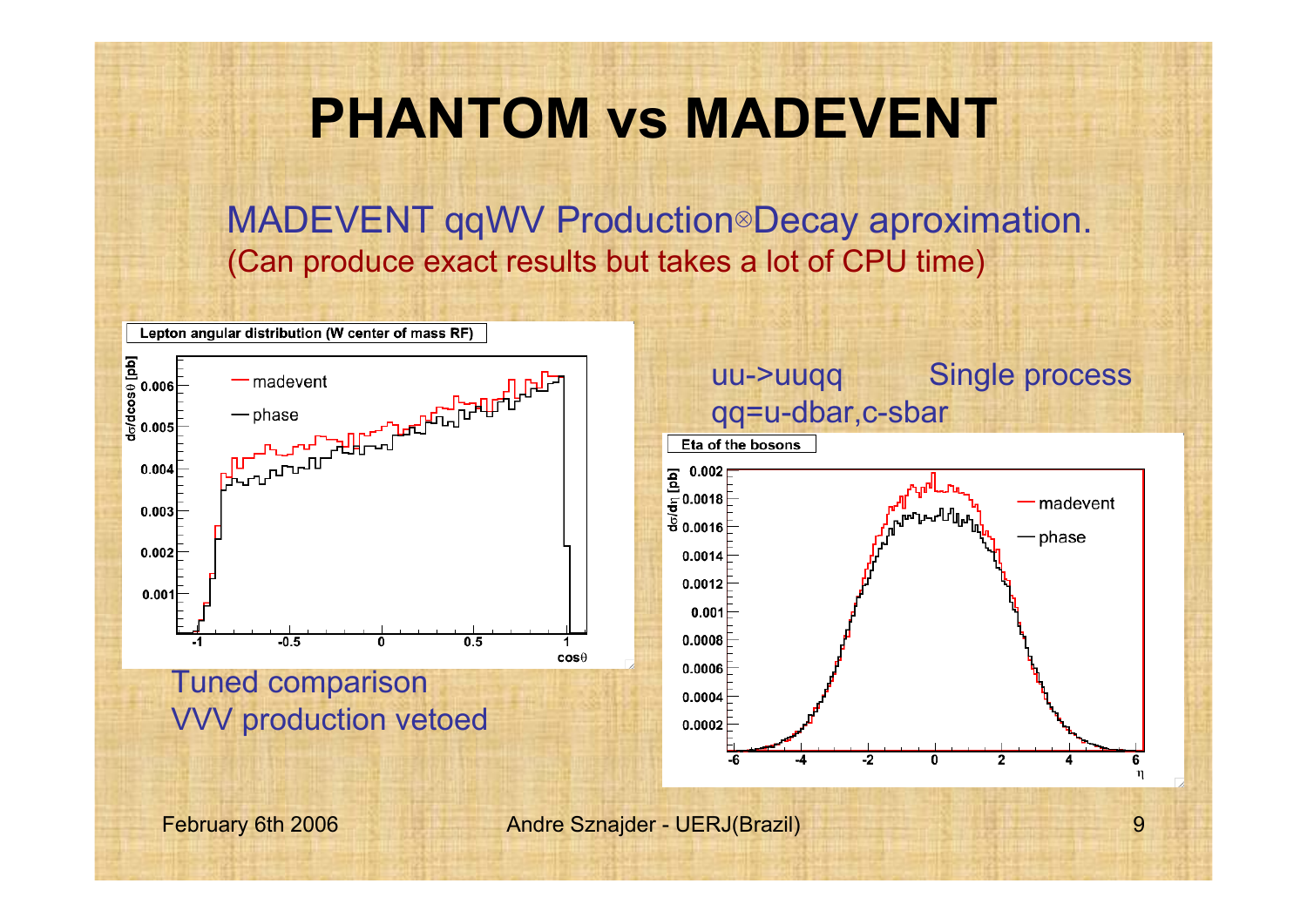# PHANTOM vs MADEVENT

MADEVENT qqWV Production⊗Decay aproximation.

(Can produce exact results but takes a lot of CPU time)

**Lepton angular distribution (W center of mass RF)**

Tuned comparison

VVV production vetoed

uu->uuqq Single process

qq=u-dbar,c-sbar

**Eta of the bosons**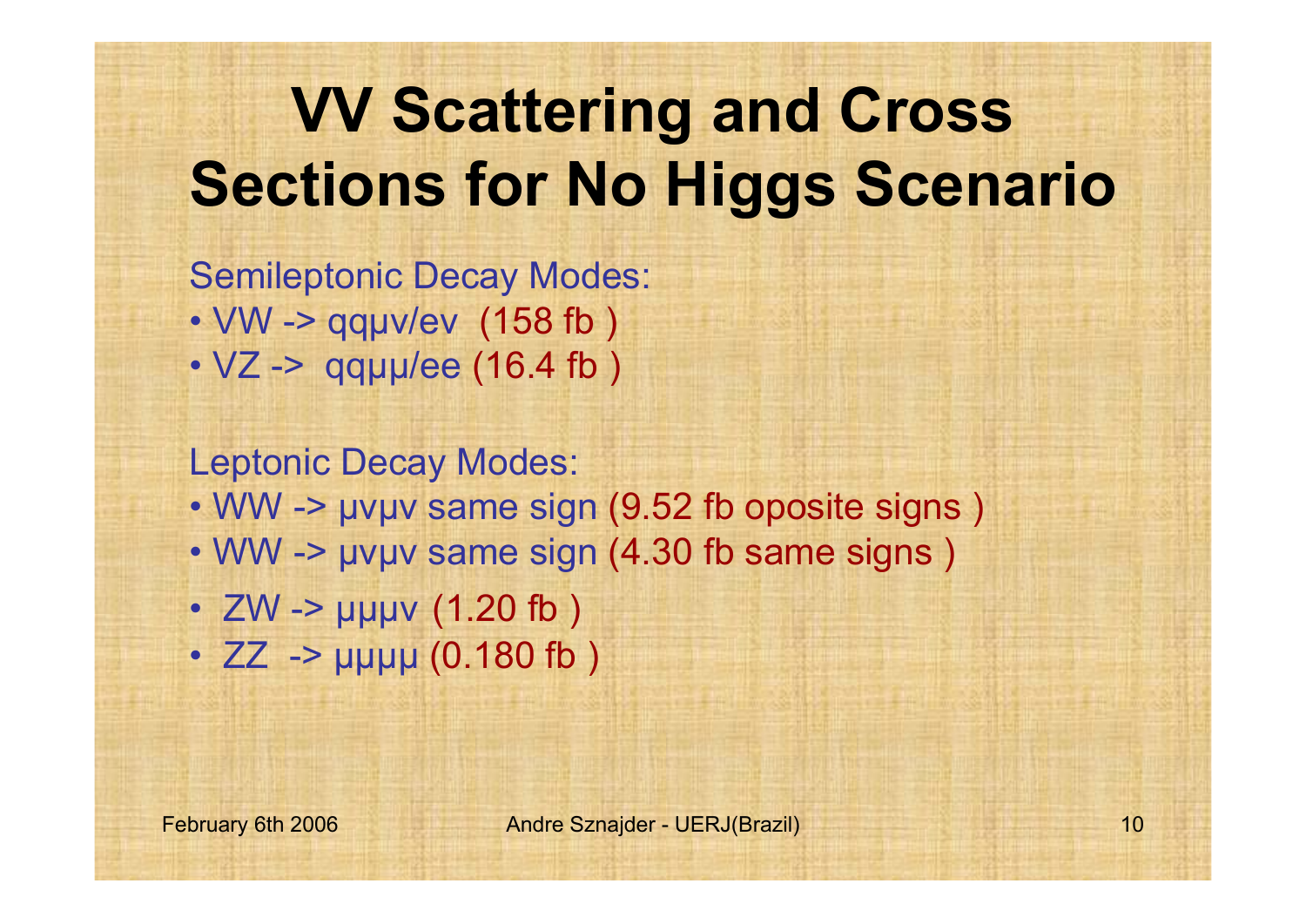# VV Scattering and Cross Sections for No Higgs Scenario

Semileptonic Decay Modes:

- VW -> qqμν/eν  (158 fb )
- VZ ->  qqμμ/ee (16.4 fb )

Leptonic Decay Modes:

- WW -> μνμν same sign (9.52 fb oposite signs )
- WW -> μνμν same sign (4.30 fb same signs )
- ZW -> μμμν (1.20 fb )
- ZZ  -> μμμμ (0.180 fb )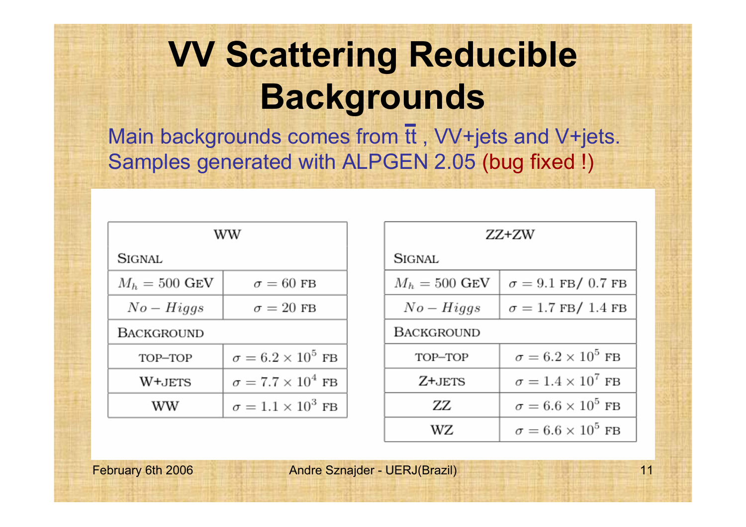# VV Scattering Reducible Backgrounds

Main backgrounds comes from $t\bar{t}$ , VV+jets and V+jets.
Samples generated with ALPGEN 2.05 (bug fixed !)

| WW | |
|---|---|
| SIGNAL | |
| $M_h = 500$ GeV | $\sigma = 60$ fb |
| $No - Higgs$ | $\sigma = 20$ fb |
| BACKGROUND | |
| top–top | $\sigma = 6.2 \times 10^5$ fb |
| W+jets | $\sigma = 7.7 \times 10^4$ fb |
| WW | $\sigma = 1.1 \times 10^3$ fb |

| ZZ+ZW | |
|---|---|
| SIGNAL | |
| $M_h = 500$ GeV | $\sigma = 9.1$ fb/ $0.7$ fb |
| $No - Higgs$ | $\sigma = 1.7$ fb/ $1.4$ fb |
| BACKGROUND | |
| top–top | $\sigma = 6.2 \times 10^5$ fb |
| Z+jets | $\sigma = 1.4 \times 10^7$ fb |
| ZZ | $\sigma = 6.6 \times 10^5$ fb |
| WZ | $\sigma = 6.6 \times 10^5$ fb |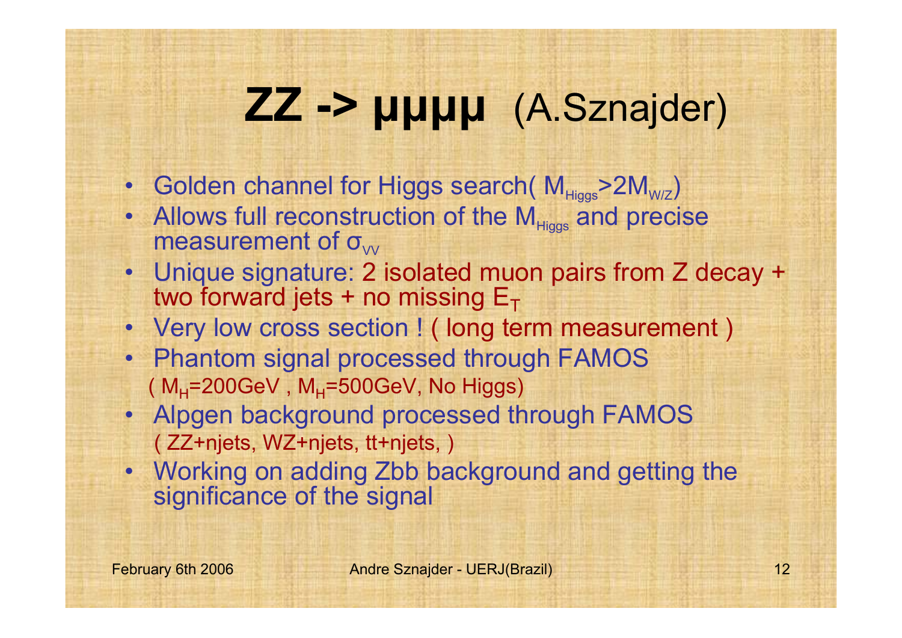# ZZ -> μμμμ (A.Sznajder)

- Golden channel for Higgs search( $M_{Higgs}>2M_{W/Z}$)
- Allows full reconstruction of the $M_{Higgs}$ and precise measurement of $\sigma_{VV}$
- Unique signature: 2 isolated muon pairs from Z decay + two forward jets + no missing $E_T$
- Very low cross section ! ( long term measurement )
- Phantom signal processed through FAMOS
  ( $M_H$=200GeV , $M_H$=500GeV, No Higgs)
- Alpgen background processed through FAMOS
  ( ZZ+njets, WZ+njets, tt+njets, )
- Working on adding Zbb background and getting the significance of the signal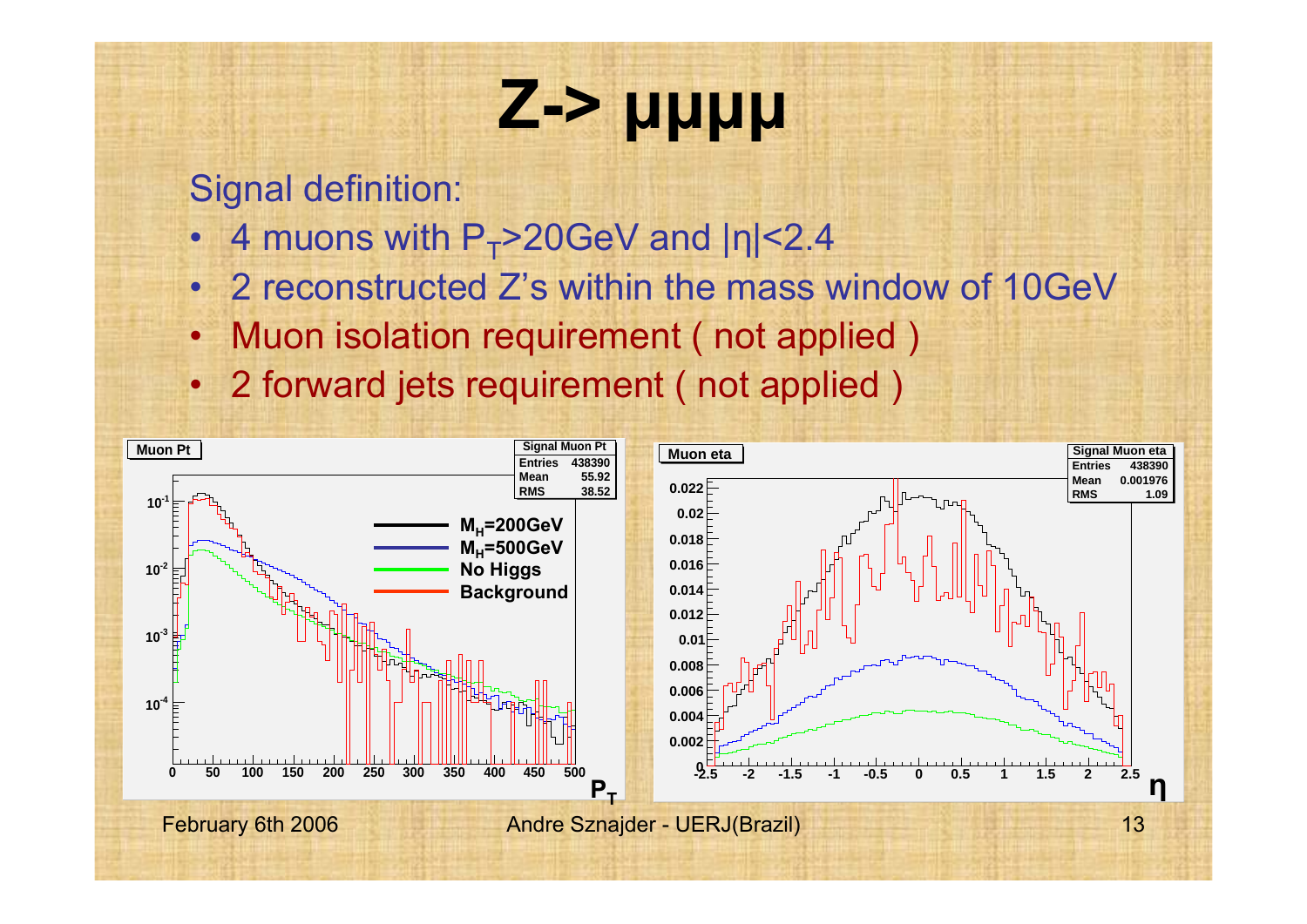# Z-> μμμμ

Signal definition:

- 4 muons with $P_T$>20GeV and $|\eta|$<2.4
- 2 reconstructed Z's within the mass window of 10GeV
- Muon isolation requirement ( not applied )
- 2 forward jets requirement ( not applied )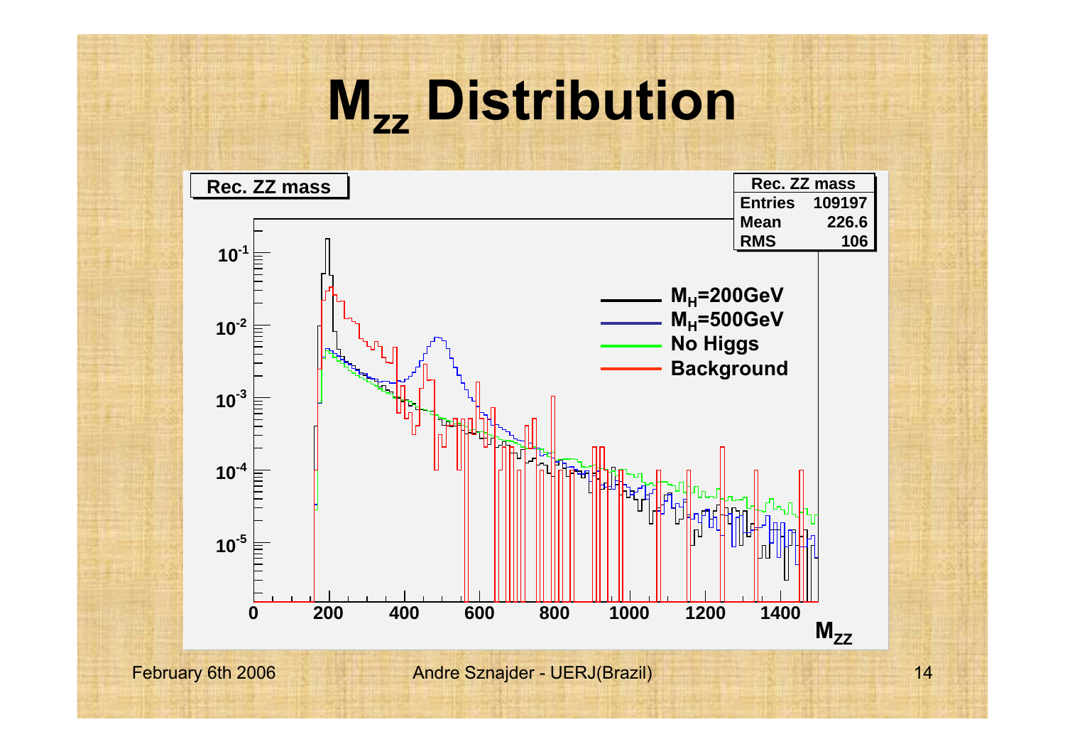# $M_{ZZ}$ Distribution

Rec. ZZ mass

| Rec. ZZ mass | |
|---|---|
| Entries | 109197 |
| Mean | 226.6 |
| RMS | 106 |

- $M_H$=200GeV
- $M_H$=500GeV
- No Higgs
- Background

$M_{ZZ}$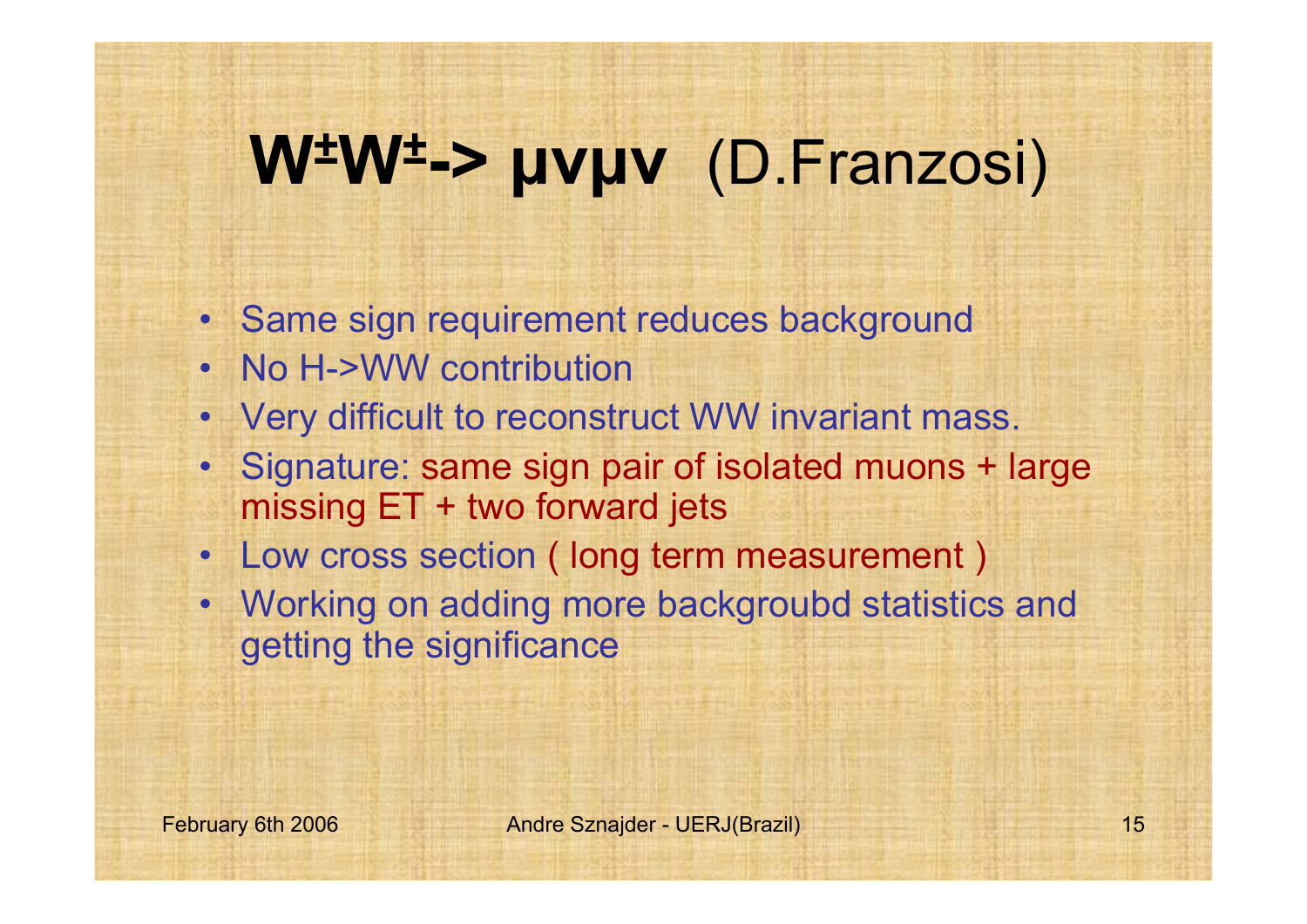# $W^{\pm}W^{\pm} \rightarrow \mu\nu\mu\nu$ (D.Franzosi)

- Same sign requirement reduces background
- No H->WW contribution
- Very difficult to reconstruct WW invariant mass.
- Signature: same sign pair of isolated muons + large missing ET + two forward jets
- Low cross section ( long term measurement )
- Working on adding more backgroubd statistics and getting the significance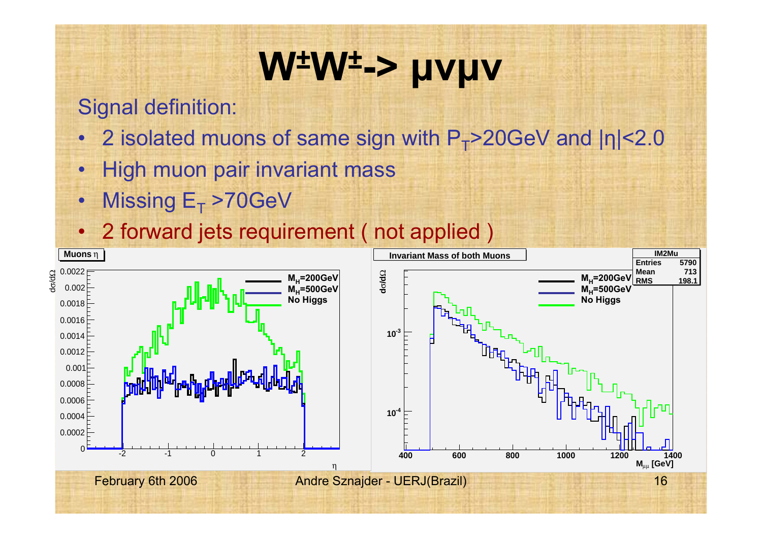# $W^{\pm}W^{\pm} \rightarrow \mu\nu\mu\nu$

Signal definition:

- 2 isolated muons of same sign with $P_T$>20GeV and $|\eta|$<2.0
- High muon pair invariant mass
- Missing $E_T$ >70GeV
- 2 forward jets requirement ( not applied )

**Muons $\eta$**

$d\sigma/d\Omega$ vs. $\eta$ — legend: $M_H$=200GeV, $M_H$=500GeV, No Higgs

**Invariant Mass of both Muons**

$d\sigma/d\Omega$ vs. $M_{\mu\mu}$ [GeV] — legend: $M_H$=200GeV, $M_H$=500GeV, No Higgs

| IM2Mu | |
|---|---|
| Entries | 5790 |
| Mean | 713 |
| RMS | 198.1 |

February 6th 2006 Andre Sznajder - UERJ(Brazil)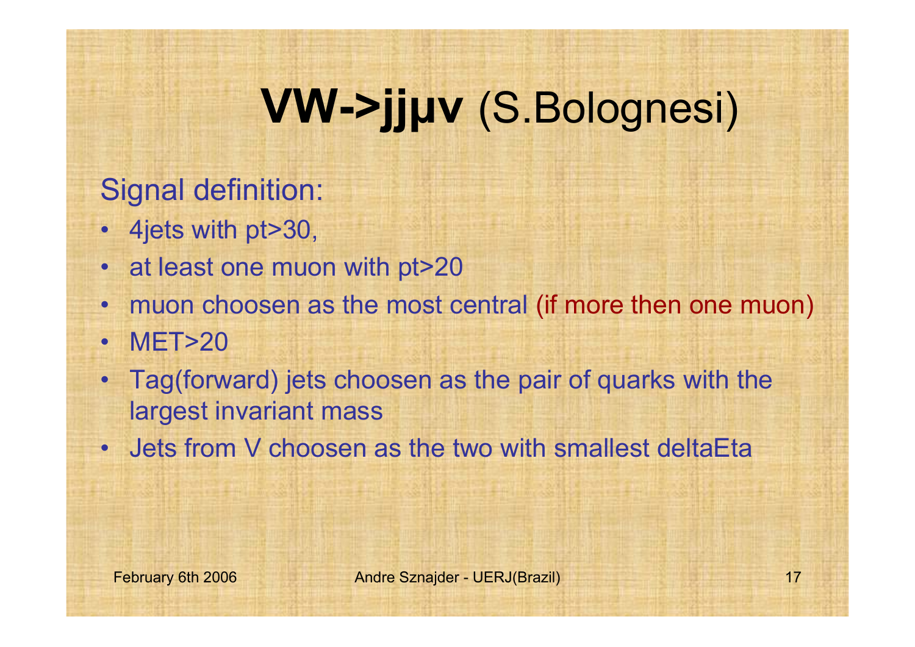# **VW->jjμν** (S.Bolognesi)

Signal definition:

- 4jets with pt>30,
- at least one muon with pt>20
- muon choosen as the most central (if more then one muon)
- MET>20
- Tag(forward) jets choosen as the pair of quarks with the largest invariant mass
- Jets from V choosen as the two with smallest deltaEta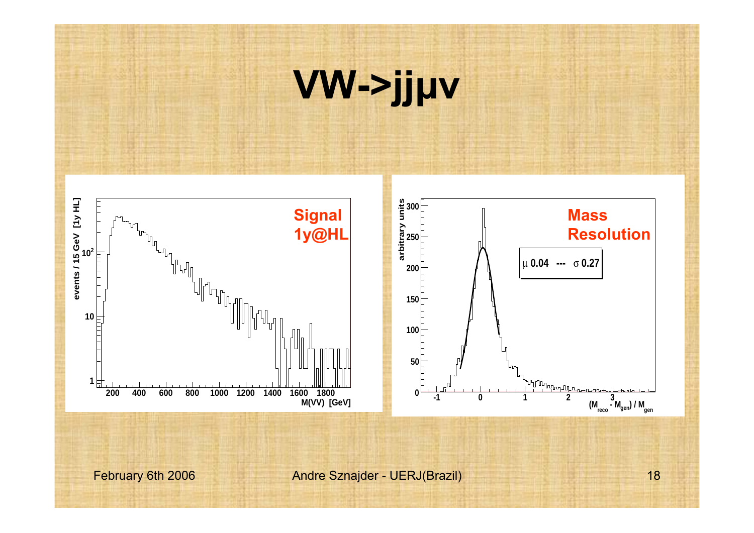# $VW \rightarrow jj\mu\nu$

Signal
1y@HL

Mass
Resolution

$\mu$ 0.04 --- $\sigma$ 0.27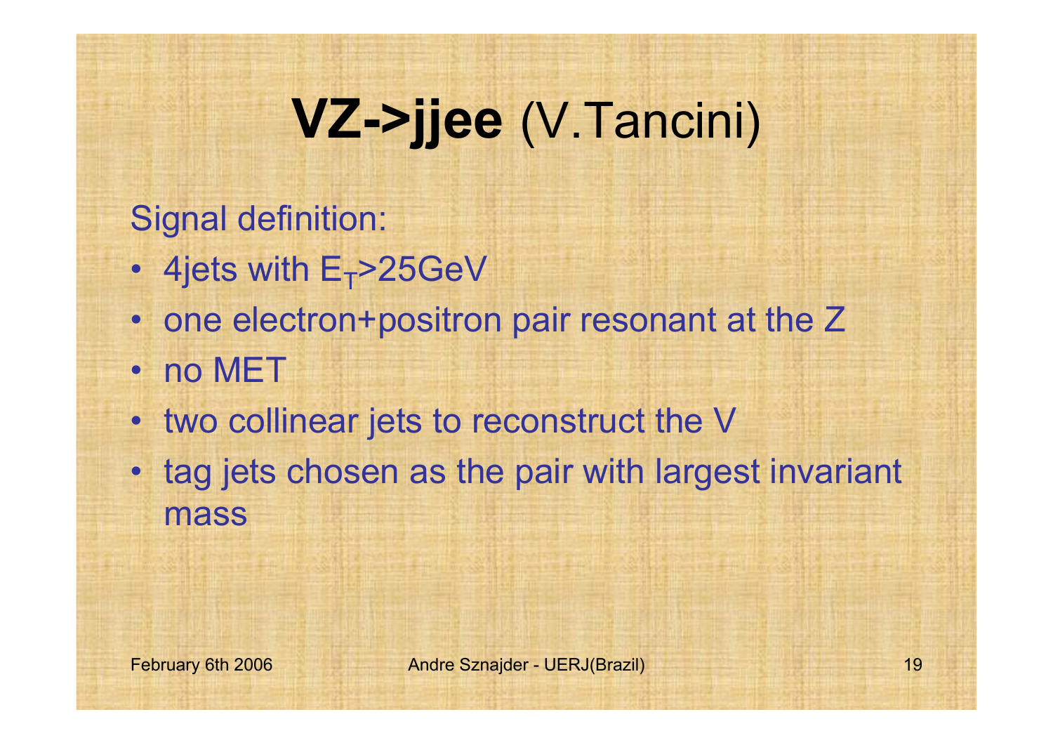# **VZ->jjee** (V.Tancini)

Signal definition:

- 4jets with $E_T$>25GeV
- one electron+positron pair resonant at the Z
- no MET
- two collinear jets to reconstruct the V
- tag jets chosen as the pair with largest invariant mass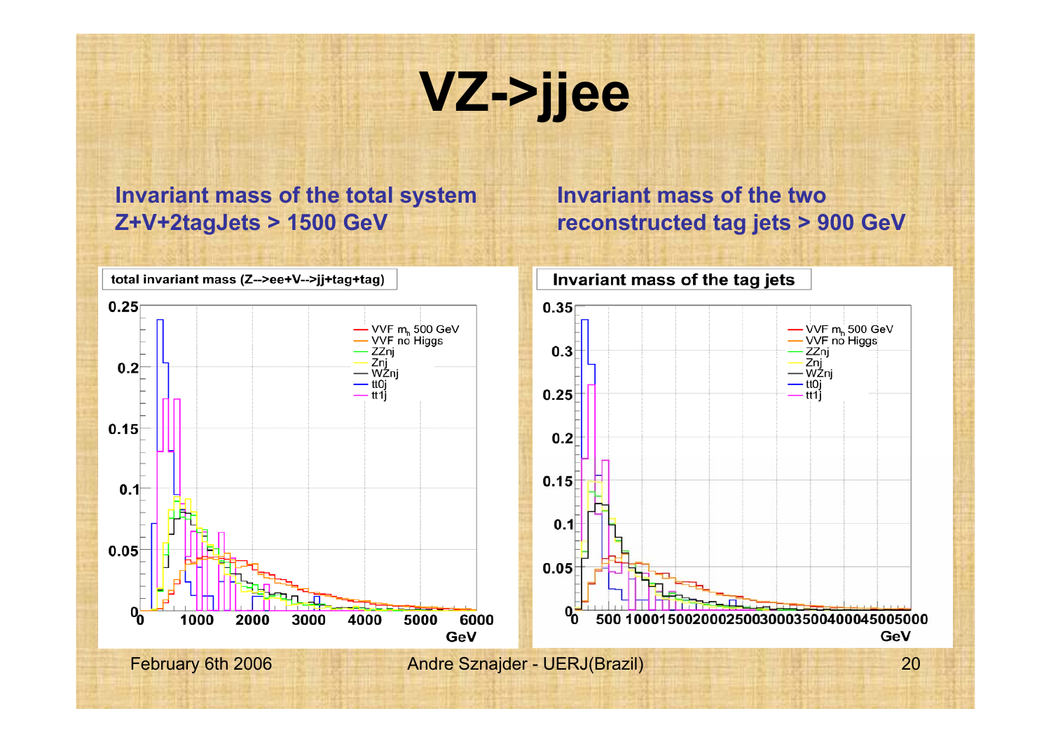# VZ->jjee

**Invariant mass of the total system Z+V+2tagJets > 1500 GeV**

**Invariant mass of the two reconstructed tag jets > 900 GeV**

total invariant mass (Z-->ee+V-->jj+tag+tag)

Invariant mass of the tag jets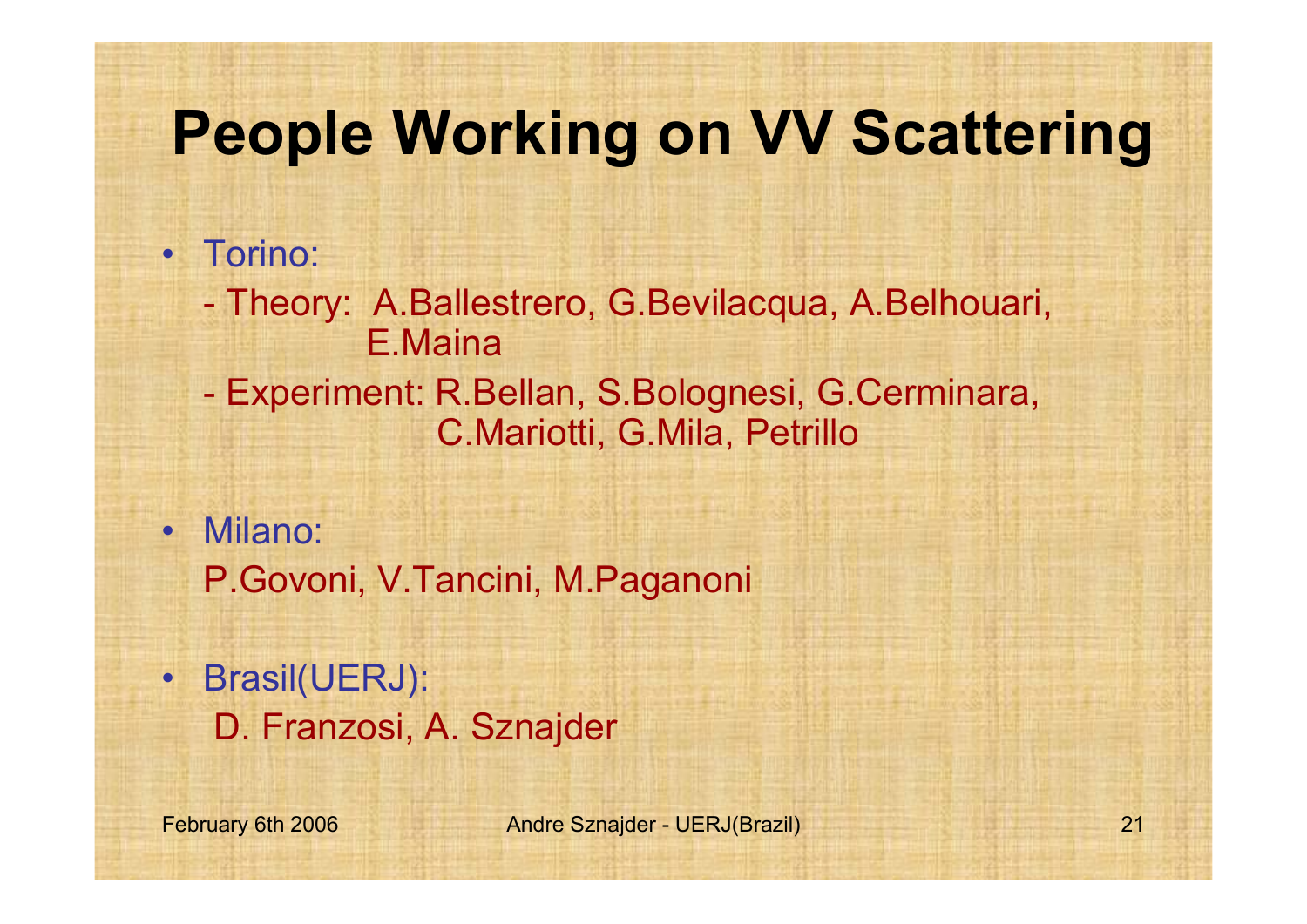# People Working on VV Scattering

- Torino:
  - Theory: A.Ballestrero, G.Bevilacqua, A.Belhouari, E.Maina
  - Experiment: R.Bellan, S.Bolognesi, G.Cerminara, C.Mariotti, G.Mila, Petrillo

- Milano:
  P.Govoni, V.Tancini, M.Paganoni

- Brasil(UERJ):
  D. Franzosi, A. Sznajder